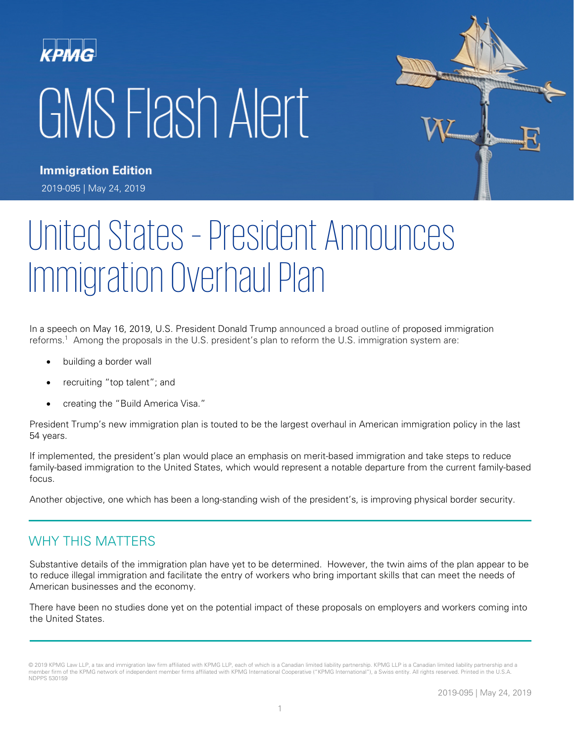KPMG

# GMS Flash Alert

**Immigration Edition**

2019-095 | May 24, 2019

# United States – President Announces Immigration Overhaul Plan

In a speech on May 16, 2019, U.S. President Donald Trump announced a broad outline of proposed immigration reforms.[1] Among the proposals in the U.S. president's plan to reform the U.S. immigration system are:

- building a border wall
- recruiting "top talent"; and
- creating the "Build America Visa."

President Trump's new immigration plan is touted to be the largest overhaul in American immigration policy in the last 54 years.

If implemented, the president's plan would place an emphasis on merit-based immigration and take steps to reduce family-based immigration to the United States, which would represent a notable departure from the current family-based focus.

Another objective, one which has been a long-standing wish of the president's, is improving physical border security.

## WHY THIS MATTERS

Substantive details of the immigration plan have yet to be determined. However, the twin aims of the plan appear to be to reduce illegal immigration and facilitate the entry of workers who bring important skills that can meet the needs of American businesses and the economy.

There have been no studies done yet on the potential impact of these proposals on employers and workers coming into the United States.

© 2019 KPMG Law LLP, a tax and immigration law firm affiliated with KPMG LLP, each of which is a Canadian limited liability partnership. KPMG LLP is a Canadian limited liability partnership and a member firm of the KPMG network of independent member firms affiliated with KPMG International Cooperative ("KPMG International"), a Swiss entity. All rights reserved. Printed in the U.S.A. NDPPS 530159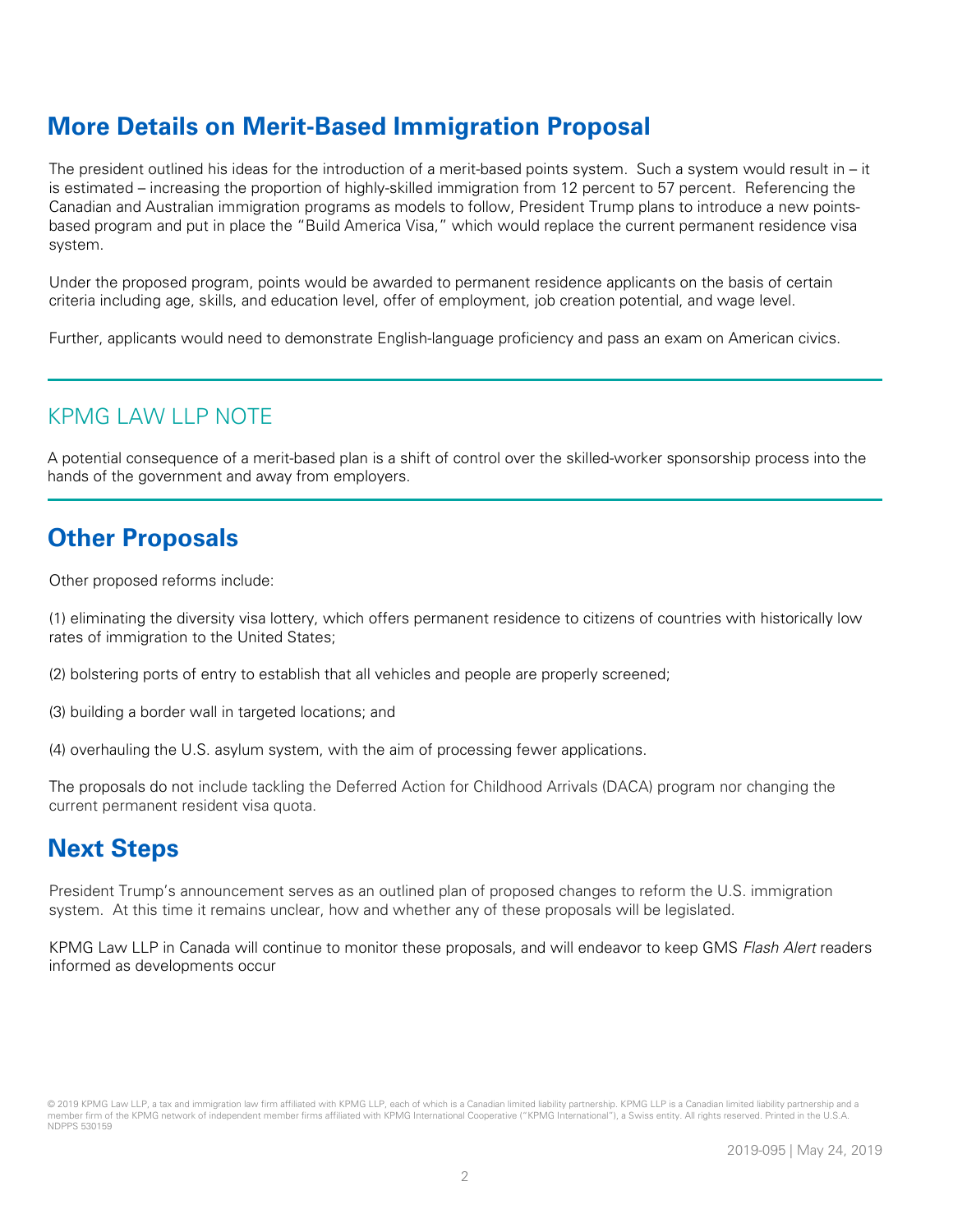## More Details on Merit-Based Immigration Proposal

The president outlined his ideas for the introduction of a merit-based points system. Such a system would result in – it is estimated – increasing the proportion of highly-skilled immigration from 12 percent to 57 percent. Referencing the Canadian and Australian immigration programs as models to follow, President Trump plans to introduce a new points-based program and put in place the "Build America Visa," which would replace the current permanent residence visa system.

Under the proposed program, points would be awarded to permanent residence applicants on the basis of certain criteria including age, skills, and education level, offer of employment, job creation potential, and wage level.

Further, applicants would need to demonstrate English-language proficiency and pass an exam on American civics.

---

### KPMG LAW LLP NOTE

A potential consequence of a merit-based plan is a shift of control over the skilled-worker sponsorship process into the hands of the government and away from employers.

---

## Other Proposals

Other proposed reforms include:

(1) eliminating the diversity visa lottery, which offers permanent residence to citizens of countries with historically low rates of immigration to the United States;

(2) bolstering ports of entry to establish that all vehicles and people are properly screened;

(3) building a border wall in targeted locations; and

(4) overhauling the U.S. asylum system, with the aim of processing fewer applications.

The proposals do not include tackling the Deferred Action for Childhood Arrivals (DACA) program nor changing the current permanent resident visa quota.

## Next Steps

President Trump's announcement serves as an outlined plan of proposed changes to reform the U.S. immigration system. At this time it remains unclear, how and whether any of these proposals will be legislated.

KPMG Law LLP in Canada will continue to monitor these proposals, and will endeavor to keep GMS *Flash Alert* readers informed as developments occur

© 2019 KPMG Law LLP, a tax and immigration law firm affiliated with KPMG LLP, each of which is a Canadian limited liability partnership. KPMG LLP is a Canadian limited liability partnership and a member firm of the KPMG network of independent member firms affiliated with KPMG International Cooperative ("KPMG International"), a Swiss entity. All rights reserved. Printed in the U.S.A. NDPPS 530159

2019-095 | May 24, 2019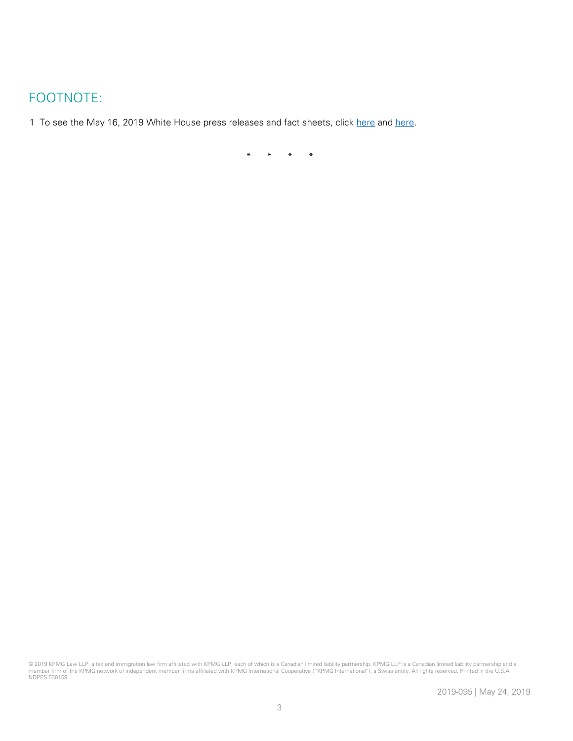## FOOTNOTE:

1 To see the May 16, 2019 White House press releases and fact sheets, click here and here.

\* \* \* \*

© 2019 KPMG Law LLP, a tax and immigration law firm affiliated with KPMG LLP, each of which is a Canadian limited liability partnership. KPMG LLP is a Canadian limited liability partnership and a member firm of the KPMG network of independent member firms affiliated with KPMG International Cooperative ("KPMG International"), a Swiss entity. All rights reserved. Printed in the U.S.A. NDPPS 530159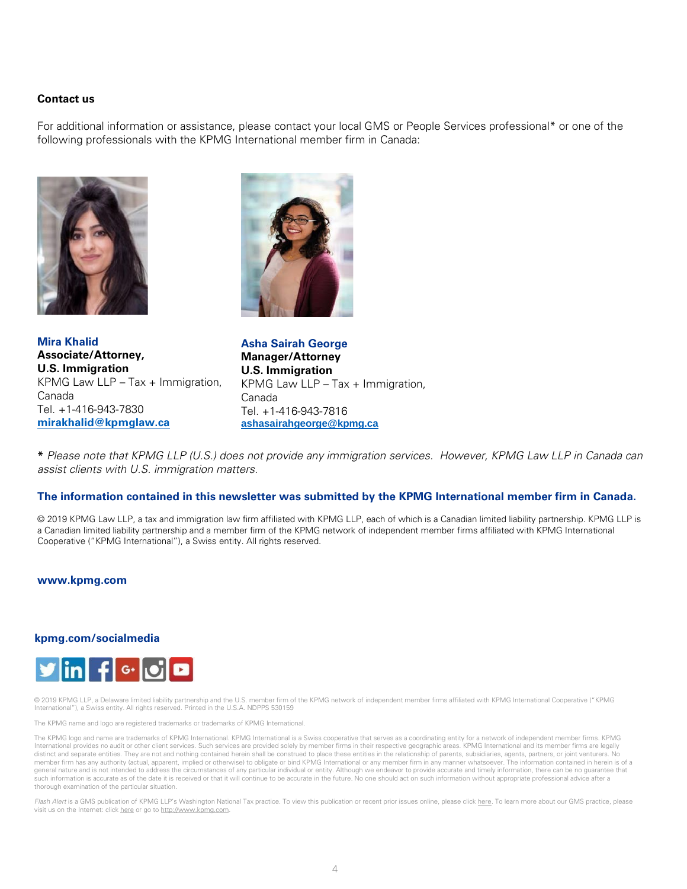**Contact us**

For additional information or assistance, please contact your local GMS or People Services professional* or one of the following professionals with the KPMG International member firm in Canada:

**Mira Khalid**
**Associate/Attorney,**
**U.S. Immigration**
KPMG Law LLP – Tax + Immigration, Canada
Tel. +1-416-943-7830
**mirakhalid@kpmglaw.ca**

**Asha Sairah George**
**Manager/Attorney**
**U.S. Immigration**
KPMG Law LLP – Tax + Immigration, Canada
Tel. +1-416-943-7816
**ashasairahgeorge@kpmg.ca**

**\*** *Please note that KPMG LLP (U.S.) does not provide any immigration services. However, KPMG Law LLP in Canada can assist clients with U.S. immigration matters.*

**The information contained in this newsletter was submitted by the KPMG International member firm in Canada.**

© 2019 KPMG Law LLP, a tax and immigration law firm affiliated with KPMG LLP, each of which is a Canadian limited liability partnership. KPMG LLP is a Canadian limited liability partnership and a member firm of the KPMG network of independent member firms affiliated with KPMG International Cooperative ("KPMG International"), a Swiss entity. All rights reserved.

**www.kpmg.com**

**kpmg.com/socialmedia**

© 2019 KPMG LLP, a Delaware limited liability partnership and the U.S. member firm of the KPMG network of independent member firms affiliated with KPMG International Cooperative ("KPMG International"), a Swiss entity. All rights reserved. Printed in the U.S.A. NDPPS 530159

The KPMG name and logo are registered trademarks or trademarks of KPMG International.

The KPMG logo and name are trademarks of KPMG International. KPMG International is a Swiss cooperative that serves as a coordinating entity for a network of independent member firms. KPMG International provides no audit or other client services. Such services are provided solely by member firms in their respective geographic areas. KPMG International and its member firms are legally distinct and separate entities. They are not and nothing contained herein shall be construed to place these entities in the relationship of parents, subsidiaries, agents, partners, or joint venturers. No member firm has any authority (actual, apparent, implied or otherwise) to obligate or bind KPMG International or any member firm in any manner whatsoever. The information contained in herein is of a general nature and is not intended to address the circumstances of any particular individual or entity. Although we endeavor to provide accurate and timely information, there can be no guarantee that such information is accurate as of the date it is received or that it will continue to be accurate in the future. No one should act on such information without appropriate professional advice after a thorough examination of the particular situation.

*Flash Alert* is a GMS publication of KPMG LLP's Washington National Tax practice. To view this publication or recent prior issues online, please click here. To learn more about our GMS practice, please visit us on the Internet: click here or go to http://www.kpmg.com.